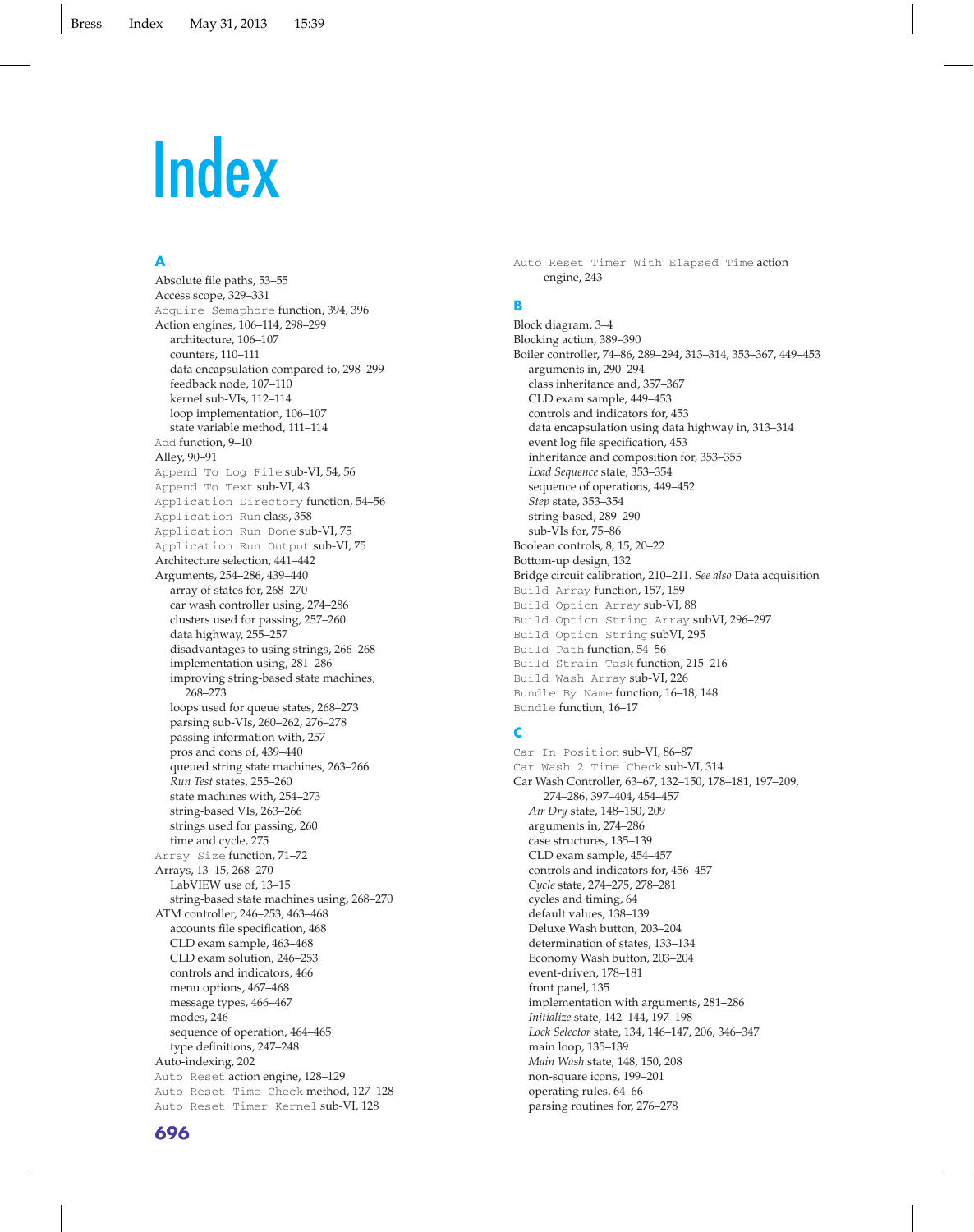# Index

## A

Absolute file paths, 53–55
Access scope, 329–331
`Acquire Semaphore` function, 394, 396
Action engines, 106–114, 298–299
- architecture, 106–107
- counters, 110–111
- data encapsulation compared to, 298–299
- feedback node, 107–110
- kernel sub-VIs, 112–114
- loop implementation, 106–107
- state variable method, 111–114

`Add` function, 9–10
Alley, 90–91
`Append To Log File` sub-VI, 54, 56
`Append To Text` sub-VI, 43
`Application Directory` function, 54–56
`Application Run` class, 358
`Application Run Done` sub-VI, 75
`Application Run Output` sub-VI, 75
Architecture selection, 441–442
Arguments, 254–286, 439–440
- array of states for, 268–270
- car wash controller using, 274–286
- clusters used for passing, 257–260
- data highway, 255–257
- disadvantages to using strings, 266–268
- implementation using, 281–286
- improving string-based state machines, 268–273
- loops used for queue states, 268–273
- parsing sub-VIs, 260–262, 276–278
- passing information with, 257
- pros and cons of, 439–440
- queued string state machines, 263–266
- *Run Test* states, 255–260
- state machines with, 254–273
- string-based VIs, 263–266
- strings used for passing, 260
- time and cycle, 275

`Array Size` function, 71–72
Arrays, 13–15, 268–270
- LabVIEW use of, 13–15
- string-based state machines using, 268–270

ATM controller, 246–253, 463–468
- accounts file specification, 468
- CLD exam sample, 463–468
- CLD exam solution, 246–253
- controls and indicators, 466
- menu options, 467–468
- message types, 466–467
- modes, 246
- sequence of operation, 464–465
- type definitions, 247–248

Auto-indexing, 202
`Auto Reset` action engine, 128–129
`Auto Reset Time Check` method, 127–128
`Auto Reset Timer Kernel` sub-VI, 128
`Auto Reset Timer With Elapsed Time` action engine, 243

## B

Block diagram, 3–4
Blocking action, 389–390
Boiler controller, 74–86, 289–294, 313–314, 353–367, 449–453
- arguments in, 290–294
- class inheritance and, 357–367
- CLD exam sample, 449–453
- controls and indicators for, 453
- data encapsulation using data highway in, 313–314
- event log file specification, 453
- inheritance and composition for, 353–355
- *Load Sequence* state, 353–354
- sequence of operations, 449–452
- *Step* state, 353–354
- string-based, 289–290
- sub-VIs for, 75–86

Boolean controls, 8, 15, 20–22
Bottom-up design, 132
Bridge circuit calibration, 210–211. *See also* Data acquisition
`Build Array` function, 157, 159
`Build Option Array` sub-VI, 88
`Build Option String Array` subVI, 296–297
`Build Option String` subVI, 295
`Build Path` function, 54–56
`Build Strain Task` function, 215–216
`Build Wash Array` sub-VI, 226
`Bundle By Name` function, 16–18, 148
`Bundle` function, 16–17

## C

`Car In Position` sub-VI, 86–87
`Car Wash 2 Time Check` sub-VI, 314
Car Wash Controller, 63–67, 132–150, 178–181, 197–209, 274–286, 397–404, 454–457
- *Air Dry* state, 148–150, 209
- arguments in, 274–286
- case structures, 135–139
- CLD exam sample, 454–457
- controls and indicators for, 456–457
- *Cycle* state, 274–275, 278–281
- cycles and timing, 64
- default values, 138–139
- Deluxe Wash button, 203–204
- determination of states, 133–134
- Economy Wash button, 203–204
- event-driven, 178–181
- front panel, 135
- implementation with arguments, 281–286
- *Initialize* state, 142–144, 197–198
- *Lock Selector* state, 134, 146–147, 206, 346–347
- main loop, 135–139
- *Main Wash* state, 148, 150, 208
- non-square icons, 199–201
- operating rules, 64–66
- parsing routines for, 276–278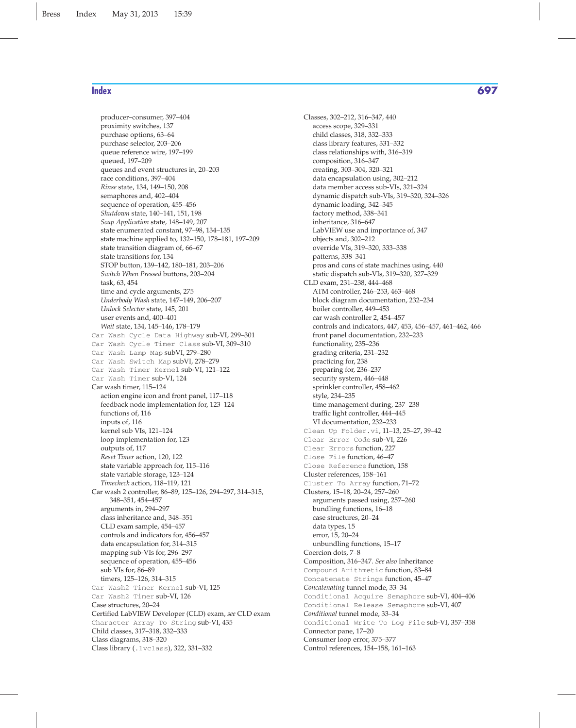producer–consumer, 397–404
proximity switches, 137
purchase options, 63–64
purchase selector, 203–206
queue reference wire, 197–199
queued, 197–209
queues and event structures in, 20–203
race conditions, 397–404
*Rinse* state, 134, 149–150, 208
semaphores and, 402–404
sequence of operation, 455–456
*Shutdown* state, 140–141, 151, 198
*Soap Application* state, 148–149, 207
state enumerated constant, 97–98, 134–135
state machine applied to, 132–150, 178–181, 197–209
state transition diagram of, 66–67
state transitions for, 134
STOP button, 139–142, 180–181, 203–206
*Switch When Pressed* buttons, 203–204
task, 63, 454
time and cycle arguments, 275
*Underbody Wash* state, 147–149, 206–207
*Unlock Selector* state, 145, 201
user events and, 400–401
*Wait* state, 134, 145–146, 178–179

`Car Wash Cycle Data Highway` sub-VI, 299–301
`Car Wash Cycle Timer Class` sub-VI, 309–310
`Car Wash Lamp Map` subVI, 279–280
`Car Wash Switch Map` subVI, 278–279
`Car Wash Timer Kernel` sub-VI, 121–122
`Car Wash Timer` sub-VI, 124
Car wash timer, 115–124
action engine icon and front panel, 117–118
feedback node implementation for, 123–124
functions of, 116
inputs of, 116
kernel sub VIs, 121–124
loop implementation for, 123
outputs of, 117
*Reset Timer* action, 120, 122
state variable approach for, 115–116
state variable storage, 123–124
*Timecheck* action, 118–119, 121
Car wash 2 controller, 86–89, 125–126, 294–297, 314–315, 348–351, 454–457
arguments in, 294–297
class inheritance and, 348–351
CLD exam sample, 454–457
controls and indicators for, 456–457
data encapsulation for, 314–315
mapping sub-VIs for, 296–297
sequence of operation, 455–456
sub VIs for, 86–89
timers, 125–126, 314–315
`Car Wash2 Timer Kernel` sub-VI, 125
`Car Wash2 Timer` sub-VI, 126
Case structures, 20–24
Certified LabVIEW Developer (CLD) exam, *see* CLD exam
`Character Array To String` sub-VI, 435
Child classes, 317–318, 332–333
Class diagrams, 318–320
Class library (`.lvclass`), 322, 331–332

Classes, 302–212, 316–347, 440
access scope, 329–331
child classes, 318, 332–333
class library features, 331–332
class relationships with, 316–319
composition, 316–347
creating, 303–304, 320–321
data encapsulation using, 302–212
data member access sub-VIs, 321–324
dynamic dispatch sub-VIs, 319–320, 324–326
dynamic loading, 342–345
factory method, 338–341
inheritance, 316–647
LabVIEW use and importance of, 347
objects and, 302–212
override VIs, 319–320, 333–338
patterns, 338–341
pros and cons of state machines using, 440
static dispatch sub-VIs, 319–320, 327–329
CLD exam, 231–238, 444–468
ATM controller, 246–253, 463–468
block diagram documentation, 232–234
boiler controller, 449–453
car wash controller 2, 454–457
controls and indicators, 447, 453, 456–457, 461–462, 466
front panel documentation, 232–233
functionality, 235–236
grading criteria, 231–232
practicing for, 238
preparing for, 236–237
security system, 446–448
sprinkler controller, 458–462
style, 234–235
time management during, 237–238
traffic light controller, 444–445
VI documentation, 232–233
`Clean Up Folder.vi`, 11–13, 25–27, 39–42
`Clear Error Code` sub-VI, 226
`Clear Errors` function, 227
`Close File` function, 46–47
`Close Reference` function, 158
Cluster references, 158–161
`Cluster To Array` function, 71–72
Clusters, 15–18, 20–24, 257–260
arguments passed using, 257–260
bundling functions, 16–18
case structures, 20–24
data types, 15
error, 15, 20–24
unbundling functions, 15–17
Coercion dots, 7–8
Composition, 316–347. *See also* Inheritance
`Compound Arithmetic` function, 83–84
`Concatenate Strings` function, 45–47
*Concatenating* tunnel mode, 33–34
`Conditional Acquire Semaphore` sub-VI, 404–406
`Conditional Release Semaphore` sub-VI, 407
*Conditional* tunnel mode, 33–34
`Conditional Write To Log File` sub-VI, 357–358
Connector pane, 17–20
Consumer loop error, 375–377
Control references, 154–158, 161–163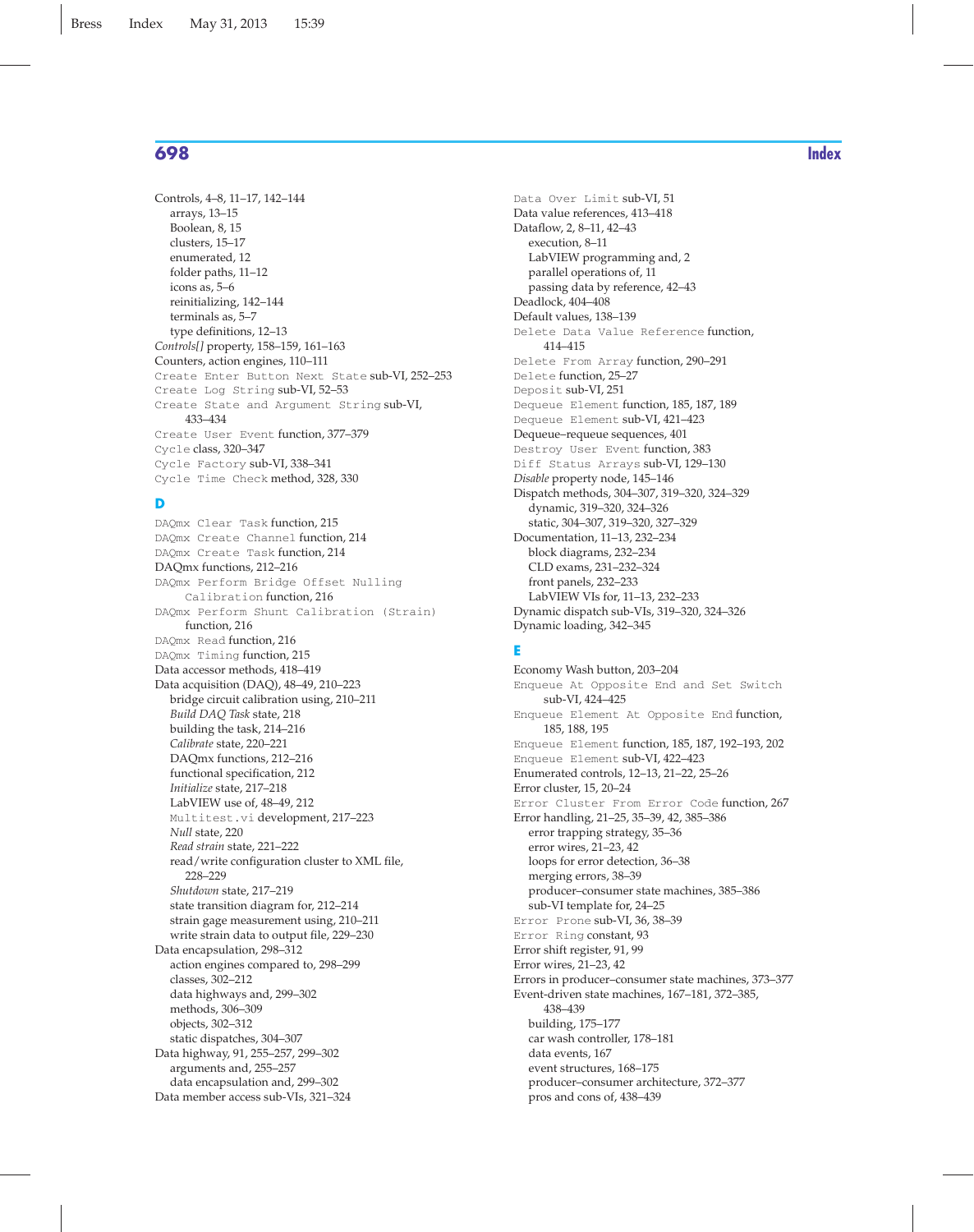Controls, 4–8, 11–17, 142–144
  arrays, 13–15
  Boolean, 8, 15
  clusters, 15–17
  enumerated, 12
  folder paths, 11–12
  icons as, 5–6
  reinitializing, 142–144
  terminals as, 5–7
  type definitions, 12–13
*Controls[]* property, 158–159, 161–163
Counters, action engines, 110–111
`Create Enter Button Next State` sub-VI, 252–253
`Create Log String` sub-VI, 52–53
`Create State and Argument String` sub-VI, 433–434
`Create User Event` function, 377–379
`Cycle` class, 320–347
`Cycle Factory` sub-VI, 338–341
`Cycle Time Check` method, 328, 330

## D

`DAQmx Clear Task` function, 215
`DAQmx Create Channel` function, 214
`DAQmx Create Task` function, 214
DAQmx functions, 212–216
`DAQmx Perform Bridge Offset Nulling Calibration` function, 216
`DAQmx Perform Shunt Calibration (Strain)` function, 216
`DAQmx Read` function, 216
`DAQmx Timing` function, 215
Data accessor methods, 418–419
Data acquisition (DAQ), 48–49, 210–223
  bridge circuit calibration using, 210–211
  *Build DAQ Task* state, 218
  building the task, 214–216
  *Calibrate* state, 220–221
  DAQmx functions, 212–216
  functional specification, 212
  *Initialize* state, 217–218
  LabVIEW use of, 48–49, 212
  `Multitest.vi` development, 217–223
  *Null* state, 220
  *Read strain* state, 221–222
  read/write configuration cluster to XML file, 228–229
  *Shutdown* state, 217–219
  state transition diagram for, 212–214
  strain gage measurement using, 210–211
  write strain data to output file, 229–230
Data encapsulation, 298–312
  action engines compared to, 298–299
  classes, 302–212
  data highways and, 299–302
  methods, 306–309
  objects, 302–312
  static dispatches, 304–307
Data highway, 91, 255–257, 299–302
  arguments and, 255–257
  data encapsulation and, 299–302
Data member access sub-VIs, 321–324
`Data Over Limit` sub-VI, 51
Data value references, 413–418
Dataflow, 2, 8–11, 42–43
  execution, 8–11
  LabVIEW programming and, 2
  parallel operations of, 11
  passing data by reference, 42–43
Deadlock, 404–408
Default values, 138–139
`Delete Data Value Reference` function, 414–415
`Delete From Array` function, 290–291
`Delete` function, 25–27
`Deposit` sub-VI, 251
`Dequeue Element` function, 185, 187, 189
`Dequeue Element` sub-VI, 421–423
Dequeue–requeue sequences, 401
`Destroy User Event` function, 383
`Diff Status Arrays` sub-VI, 129–130
*Disable* property node, 145–146
Dispatch methods, 304–307, 319–320, 324–329
  dynamic, 319–320, 324–326
  static, 304–307, 319–320, 327–329
Documentation, 11–13, 232–234
  block diagrams, 232–234
  CLD exams, 231–232–324
  front panels, 232–233
  LabVIEW VIs for, 11–13, 232–233
Dynamic dispatch sub-VIs, 319–320, 324–326
Dynamic loading, 342–345

## E

Economy Wash button, 203–204
`Enqueue At Opposite End and Set Switch` sub-VI, 424–425
`Enqueue Element At Opposite End` function, 185, 188, 195
`Enqueue Element` function, 185, 187, 192–193, 202
`Enqueue Element` sub-VI, 422–423
Enumerated controls, 12–13, 21–22, 25–26
Error cluster, 15, 20–24
`Error Cluster From Error Code` function, 267
Error handling, 21–25, 35–39, 42, 385–386
  error trapping strategy, 35–36
  error wires, 21–23, 42
  loops for error detection, 36–38
  merging errors, 38–39
  producer–consumer state machines, 385–386
  sub-VI template for, 24–25
`Error Prone` sub-VI, 36, 38–39
`Error Ring` constant, 93
Error shift register, 91, 99
Error wires, 21–23, 42
Errors in producer–consumer state machines, 373–377
Event-driven state machines, 167–181, 372–385, 438–439
  building, 175–177
  car wash controller, 178–181
  data events, 167
  event structures, 168–175
  producer–consumer architecture, 372–377
  pros and cons of, 438–439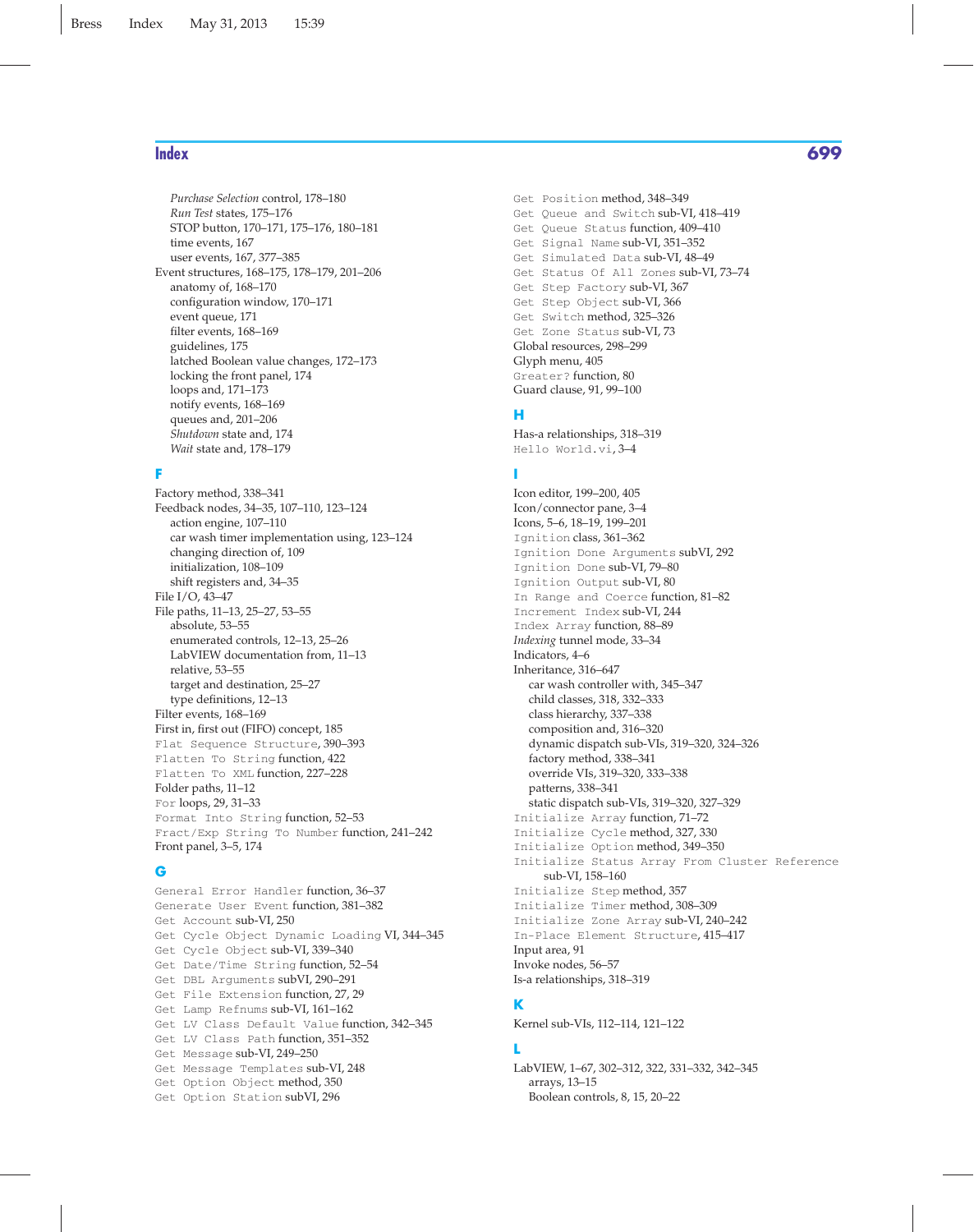# Index

*Purchase Selection* control, 178–180
*Run Test* states, 175–176
STOP button, 170–171, 175–176, 180–181
time events, 167
user events, 167, 377–385

Event structures, 168–175, 178–179, 201–206
- anatomy of, 168–170
- configuration window, 170–171
- event queue, 171
- filter events, 168–169
- guidelines, 175
- latched Boolean value changes, 172–173
- locking the front panel, 174
- loops and, 171–173
- notify events, 168–169
- queues and, 201–206
- *Shutdown* state and, 174
- *Wait* state and, 178–179

## F

Factory method, 338–341
Feedback nodes, 34–35, 107–110, 123–124
- action engine, 107–110
- car wash timer implementation using, 123–124
- changing direction of, 109
- initialization, 108–109
- shift registers and, 34–35

File I/O, 43–47
File paths, 11–13, 25–27, 53–55
- absolute, 53–55
- enumerated controls, 12–13, 25–26
- LabVIEW documentation from, 11–13
- relative, 53–55
- target and destination, 25–27
- type definitions, 12–13

Filter events, 168–169
First in, first out (FIFO) concept, 185
`Flat Sequence Structure`, 390–393
`Flatten To String` function, 422
`Flatten To XML` function, 227–228
Folder paths, 11–12
`For` loops, 29, 31–33
`Format Into String` function, 52–53
`Fract/Exp String To Number` function, 241–242
Front panel, 3–5, 174

## G

`General Error Handler` function, 36–37
`Generate User Event` function, 381–382
`Get Account` sub-VI, 250
`Get Cycle Object Dynamic Loading` VI, 344–345
`Get Cycle Object` sub-VI, 339–340
`Get Date/Time String` function, 52–54
`Get DBL Arguments` subVI, 290–291
`Get File Extension` function, 27, 29
`Get Lamp Refnums` sub-VI, 161–162
`Get LV Class Default Value` function, 342–345
`Get LV Class Path` function, 351–352
`Get Message` sub-VI, 249–250
`Get Message Templates` sub-VI, 248
`Get Option Object` method, 350
`Get Option Station` subVI, 296
`Get Position` method, 348–349
`Get Queue and Switch` sub-VI, 418–419
`Get Queue Status` function, 409–410
`Get Signal Name` sub-VI, 351–352
`Get Simulated Data` sub-VI, 48–49
`Get Status Of All Zones` sub-VI, 73–74
`Get Step Factory` sub-VI, 367
`Get Step Object` sub-VI, 366
`Get Switch` method, 325–326
`Get Zone Status` sub-VI, 73
Global resources, 298–299
Glyph menu, 405
`Greater?` function, 80
Guard clause, 91, 99–100

## H

Has-a relationships, 318–319
`Hello World.vi`, 3–4

## I

Icon editor, 199–200, 405
Icon/connector pane, 3–4
Icons, 5–6, 18–19, 199–201
`Ignition` class, 361–362
`Ignition Done Arguments` subVI, 292
`Ignition Done` sub-VI, 79–80
`Ignition Output` sub-VI, 80
`In Range and Coerce` function, 81–82
`Increment Index` sub-VI, 244
`Index Array` function, 88–89
*Indexing* tunnel mode, 33–34
Indicators, 4–6
Inheritance, 316–647
- car wash controller with, 345–347
- child classes, 318, 332–333
- class hierarchy, 337–338
- composition and, 316–320
- dynamic dispatch sub-VIs, 319–320, 324–326
- factory method, 338–341
- override VIs, 319–320, 333–338
- patterns, 338–341
- static dispatch sub-VIs, 319–320, 327–329

`Initialize Array` function, 71–72
`Initialize Cycle` method, 327, 330
`Initialize Option` method, 349–350
`Initialize Status Array From Cluster Reference` sub-VI, 158–160
`Initialize Step` method, 357
`Initialize Timer` method, 308–309
`Initialize Zone Array` sub-VI, 240–242
`In-Place Element Structure`, 415–417
Input area, 91
Invoke nodes, 56–57
Is-a relationships, 318–319

## K

Kernel sub-VIs, 112–114, 121–122

## L

LabVIEW, 1–67, 302–312, 322, 331–332, 342–345
- arrays, 13–15
- Boolean controls, 8, 15, 20–22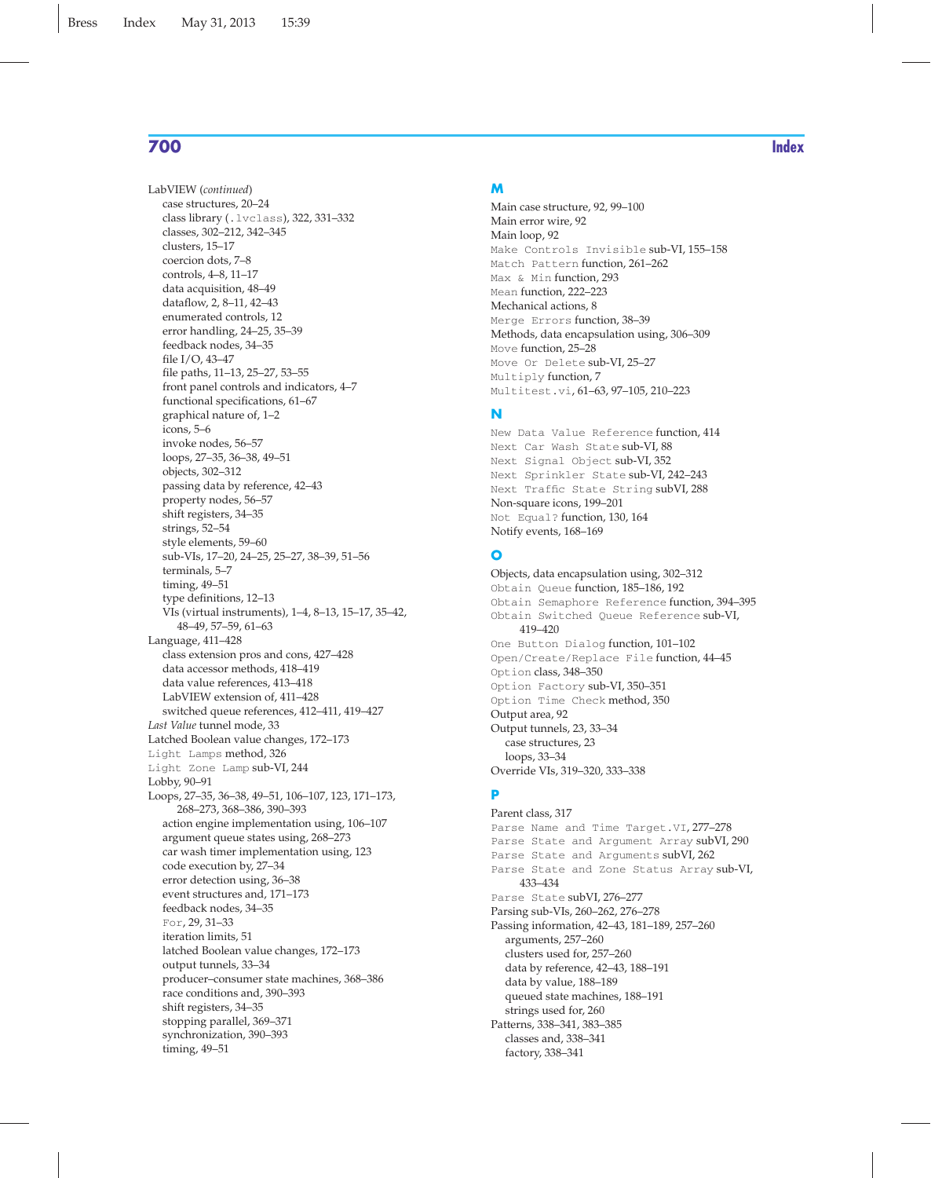LabVIEW (*continued*)

- case structures, 20–24
- class library (.lvclass), 322, 331–332
- classes, 302–212, 342–345
- clusters, 15–17
- coercion dots, 7–8
- controls, 4–8, 11–17
- data acquisition, 48–49
- dataflow, 2, 8–11, 42–43
- enumerated controls, 12
- error handling, 24–25, 35–39
- feedback nodes, 34–35
- file I/O, 43–47
- file paths, 11–13, 25–27, 53–55
- front panel controls and indicators, 4–7
- functional specifications, 61–67
- graphical nature of, 1–2
- icons, 5–6
- invoke nodes, 56–57
- loops, 27–35, 36–38, 49–51
- objects, 302–312
- passing data by reference, 42–43
- property nodes, 56–57
- shift registers, 34–35
- strings, 52–54
- style elements, 59–60
- sub-VIs, 17–20, 24–25, 25–27, 38–39, 51–56
- terminals, 5–7
- timing, 49–51
- type definitions, 12–13
- VIs (virtual instruments), 1–4, 8–13, 15–17, 35–42, 48–49, 57–59, 61–63

Language, 411–428

- class extension pros and cons, 427–428
- data accessor methods, 418–419
- data value references, 413–418
- LabVIEW extension of, 411–428
- switched queue references, 412–411, 419–427

*Last Value* tunnel mode, 33

Latched Boolean value changes, 172–173

Light Lamps method, 326

Light Zone Lamp sub-VI, 244

Lobby, 90–91

Loops, 27–35, 36–38, 49–51, 106–107, 123, 171–173, 268–273, 368–386, 390–393

- action engine implementation using, 106–107
- argument queue states using, 268–273
- car wash timer implementation using, 123
- code execution by, 27–34
- error detection using, 36–38
- event structures and, 171–173
- feedback nodes, 34–35
- For, 29, 31–33
- iteration limits, 51
- latched Boolean value changes, 172–173
- output tunnels, 33–34
- producer–consumer state machines, 368–386
- race conditions and, 390–393
- shift registers, 34–35
- stopping parallel, 369–371
- synchronization, 390–393
- timing, 49–51

## M

Main case structure, 92, 99–100

Main error wire, 92

Main loop, 92

Make Controls Invisible sub-VI, 155–158

Match Pattern function, 261–262

Max & Min function, 293

Mean function, 222–223

Mechanical actions, 8

Merge Errors function, 38–39

Methods, data encapsulation using, 306–309

Move function, 25–28

Move Or Delete sub-VI, 25–27

Multiply function, 7

Multitest.vi, 61–63, 97–105, 210–223

## N

New Data Value Reference function, 414

Next Car Wash State sub-VI, 88

Next Signal Object sub-VI, 352

Next Sprinkler State sub-VI, 242–243

Next Traffic State String subVI, 288

Non-square icons, 199–201

Not Equal? function, 130, 164

Notify events, 168–169

## O

Objects, data encapsulation using, 302–312

Obtain Queue function, 185–186, 192

Obtain Semaphore Reference function, 394–395

Obtain Switched Queue Reference sub-VI, 419–420

One Button Dialog function, 101–102

Open/Create/Replace File function, 44–45

Option class, 348–350

Option Factory sub-VI, 350–351

Option Time Check method, 350

Output area, 92

Output tunnels, 23, 33–34

- case structures, 23
- loops, 33–34

Override VIs, 319–320, 333–338

## P

Parent class, 317

Parse Name and Time Target.VI, 277–278

Parse State and Argument Array subVI, 290

Parse State and Arguments subVI, 262

Parse State and Zone Status Array sub-VI, 433–434

Parse State subVI, 276–277

Parsing sub-VIs, 260–262, 276–278

Passing information, 42–43, 181–189, 257–260

- arguments, 257–260
- clusters used for, 257–260
- data by reference, 42–43, 188–191
- data by value, 188–189
- queued state machines, 188–191
- strings used for, 260

Patterns, 338–341, 383–385

- classes and, 338–341
- factory, 338–341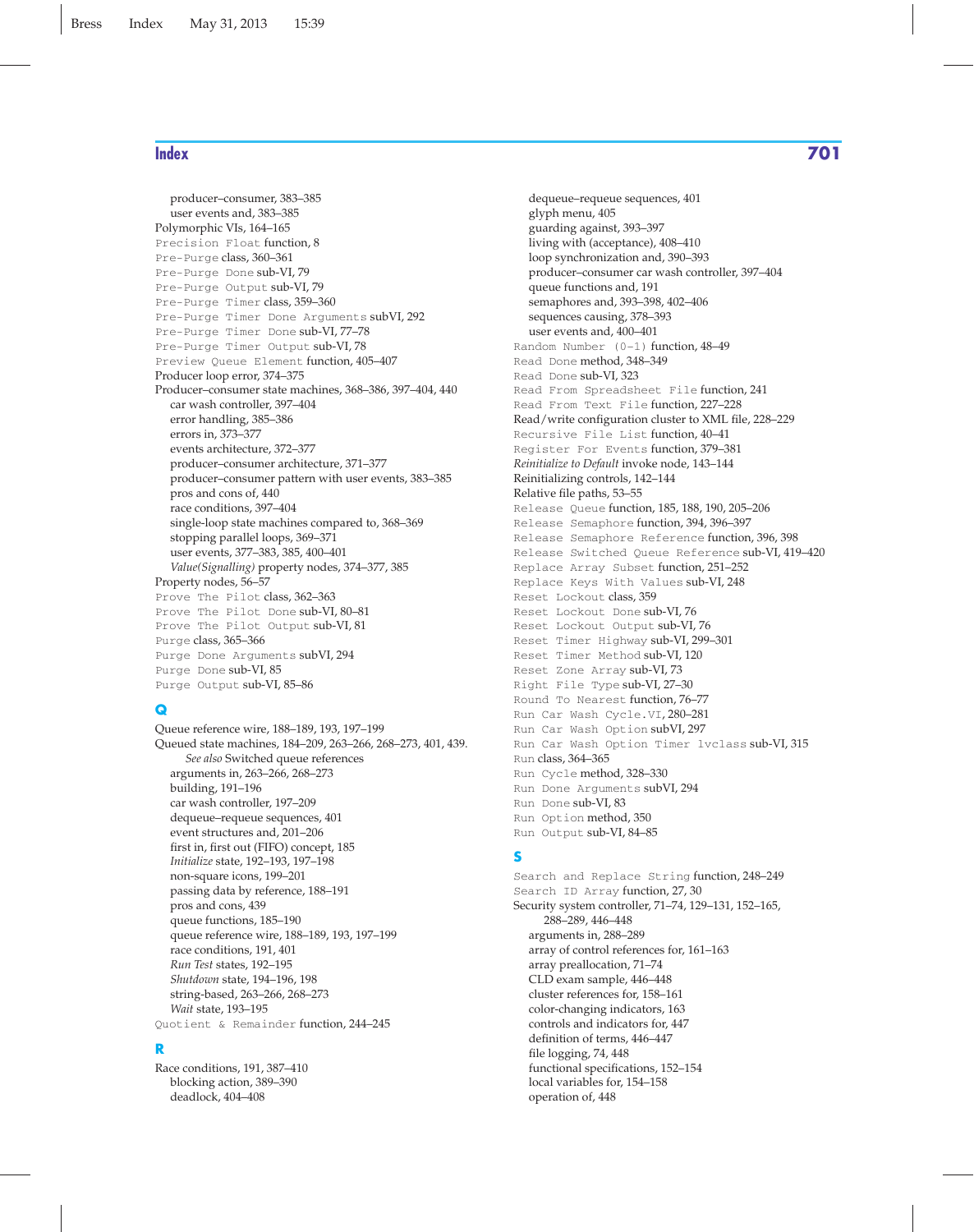## Index

- producer–consumer, 383–385
- user events and, 383–385

Polymorphic VIs, 164–165
`Precision Float` function, 8
`Pre-Purge` class, 360–361
`Pre-Purge Done` sub-VI, 79
`Pre-Purge Output` sub-VI, 79
`Pre-Purge Timer` class, 359–360
`Pre-Purge Timer Done Arguments` subVI, 292
`Pre-Purge Timer Done` sub-VI, 77–78
`Pre-Purge Timer Output` sub-VI, 78
`Preview Queue Element` function, 405–407
Producer loop error, 374–375
Producer–consumer state machines, 368–386, 397–404, 440
- car wash controller, 397–404
- error handling, 385–386
- errors in, 373–377
- events architecture, 372–377
- producer–consumer architecture, 371–377
- producer–consumer pattern with user events, 383–385
- pros and cons of, 440
- race conditions, 397–404
- single-loop state machines compared to, 368–369
- stopping parallel loops, 369–371
- user events, 377–383, 385, 400–401
- *Value(Signalling)* property nodes, 374–377, 385

Property nodes, 56–57
`Prove The Pilot` class, 362–363
`Prove The Pilot Done` sub-VI, 80–81
`Prove The Pilot Output` sub-VI, 81
`Purge` class, 365–366
`Purge Done Arguments` subVI, 294
`Purge Done` sub-VI, 85
`Purge Output` sub-VI, 85–86

### Q

Queue reference wire, 188–189, 193, 197–199
Queued state machines, 184–209, 263–266, 268–273, 401, 439. *See also* Switched queue references
- arguments in, 263–266, 268–273
- building, 191–196
- car wash controller, 197–209
- dequeue–requeue sequences, 401
- event structures and, 201–206
- first in, first out (FIFO) concept, 185
- *Initialize* state, 192–193, 197–198
- non-square icons, 199–201
- passing data by reference, 188–191
- pros and cons, 439
- queue functions, 185–190
- queue reference wire, 188–189, 193, 197–199
- race conditions, 191, 401
- *Run Test* states, 192–195
- *Shutdown* state, 194–196, 198
- string-based, 263–266, 268–273
- *Wait* state, 193–195

`Quotient & Remainder` function, 244–245

### R

Race conditions, 191, 387–410
- blocking action, 389–390
- deadlock, 404–408
- dequeue–requeue sequences, 401
- glyph menu, 405
- guarding against, 393–397
- living with (acceptance), 408–410
- loop synchronization and, 390–393
- producer–consumer car wash controller, 397–404
- queue functions and, 191
- semaphores and, 393–398, 402–406
- sequences causing, 378–393
- user events and, 400–401

`Random Number (0-1)` function, 48–49
`Read Done` method, 348–349
`Read Done` sub-VI, 323
`Read From Spreadsheet File` function, 241
`Read From Text File` function, 227–228
Read/write configuration cluster to XML file, 228–229
`Recursive File List` function, 40–41
`Register For Events` function, 379–381
*Reinitialize to Default* invoke node, 143–144
Reinitializing controls, 142–144
Relative file paths, 53–55
`Release Queue` function, 185, 188, 190, 205–206
`Release Semaphore` function, 394, 396–397
`Release Semaphore Reference` function, 396, 398
`Release Switched Queue Reference` sub-VI, 419–420
`Replace Array Subset` function, 251–252
`Replace Keys With Values` sub-VI, 248
`Reset Lockout` class, 359
`Reset Lockout Done` sub-VI, 76
`Reset Lockout Output` sub-VI, 76
`Reset Timer Highway` sub-VI, 299–301
`Reset Timer Method` sub-VI, 120
`Reset Zone Array` sub-VI, 73
`Right File Type` sub-VI, 27–30
`Round To Nearest` function, 76–77
`Run Car Wash Cycle.VI`, 280–281
`Run Car Wash Option` subVI, 297
`Run Car Wash Option Timer lvclass` sub-VI, 315
`Run` class, 364–365
`Run Cycle` method, 328–330
`Run Done Arguments` subVI, 294
`Run Done` sub-VI, 83
`Run Option` method, 350
`Run Output` sub-VI, 84–85

### S

`Search and Replace String` function, 248–249
`Search ID Array` function, 27, 30
Security system controller, 71–74, 129–131, 152–165, 288–289, 446–448
- arguments in, 288–289
- array of control references for, 161–163
- array preallocation, 71–74
- CLD exam sample, 446–448
- cluster references for, 158–161
- color-changing indicators, 163
- controls and indicators for, 447
- definition of terms, 446–447
- file logging, 74, 448
- functional specifications, 152–154
- local variables for, 154–158
- operation of, 448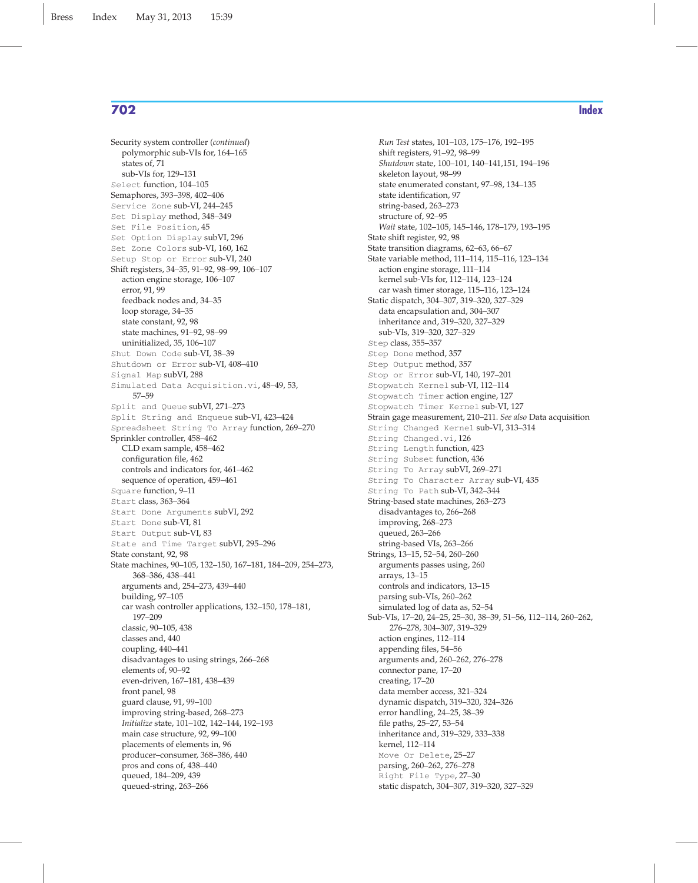Security system controller (*continued*)
  polymorphic sub-VIs for, 164–165
  states of, 71
  sub-VIs for, 129–131
`Select` function, 104–105
Semaphores, 393–398, 402–406
`Service Zone` sub-VI, 244–245
`Set Display` method, 348–349
`Set File Position`, 45
`Set Option Display` subVI, 296
`Set Zone Colors` sub-VI, 160, 162
`Setup Stop or Error` sub-VI, 240
Shift registers, 34–35, 91–92, 98–99, 106–107
  action engine storage, 106–107
  error, 91, 99
  feedback nodes and, 34–35
  loop storage, 34–35
  state constant, 92, 98
  state machines, 91–92, 98–99
  uninitialized, 35, 106–107
`Shut Down Code` sub-VI, 38–39
`Shutdown or Error` sub-VI, 408–410
`Signal Map` subVI, 288
`Simulated Data Acquisition.vi`, 48–49, 53, 57–59
`Split and Queue` subVI, 271–273
`Split String and Enqueue` sub-VI, 423–424
`Spreadsheet String To Array` function, 269–270
Sprinkler controller, 458–462
  CLD exam sample, 458–462
  configuration file, 462
  controls and indicators for, 461–462
  sequence of operation, 459–461
`Square` function, 9–11
`Start` class, 363–364
`Start Done Arguments` subVI, 292
`Start Done` sub-VI, 81
`Start Output` sub-VI, 83
`State and Time Target` subVI, 295–296
State constant, 92, 98
State machines, 90–105, 132–150, 167–181, 184–209, 254–273, 368–386, 438–441
  arguments and, 254–273, 439–440
  building, 97–105
  car wash controller applications, 132–150, 178–181, 197–209
  classic, 90–105, 438
  classes and, 440
  coupling, 440–441
  disadvantages to using strings, 266–268
  elements of, 90–92
  even-driven, 167–181, 438–439
  front panel, 98
  guard clause, 91, 99–100
  improving string-based, 268–273
  *Initialize* state, 101–102, 142–144, 192–193
  main case structure, 92, 99–100
  placements of elements in, 96
  producer–consumer, 368–386, 440
  pros and cons of, 438–440
  queued, 184–209, 439
  queued-string, 263–266
  *Run Test* states, 101–103, 175–176, 192–195
  shift registers, 91–92, 98–99
  *Shutdown* state, 100–101, 140–141,151, 194–196
  skeleton layout, 98–99
  state enumerated constant, 97–98, 134–135
  state identification, 97
  string-based, 263–273
  structure of, 92–95
  *Wait* state, 102–105, 145–146, 178–179, 193–195
State shift register, 92, 98
State transition diagrams, 62–63, 66–67
State variable method, 111–114, 115–116, 123–134
  action engine storage, 111–114
  kernel sub-VIs for, 112–114, 123–124
  car wash timer storage, 115–116, 123–124
Static dispatch, 304–307, 319–320, 327–329
  data encapsulation and, 304–307
  inheritance and, 319–320, 327–329
  sub-VIs, 319–320, 327–329
`Step` class, 355–357
`Step Done` method, 357
`Step Output` method, 357
`Stop or Error` sub-VI, 140, 197–201
`Stopwatch Kernel` sub-VI, 112–114
`Stopwatch Timer` action engine, 127
`Stopwatch Timer Kernel` sub-VI, 127
Strain gage measurement, 210–211. *See also* Data acquisition
`String Changed Kernel` sub-VI, 313–314
`String Changed.vi`, 126
`String Length` function, 423
`String Subset` function, 436
`String To Array` subVI, 269–271
`String To Character Array` sub-VI, 435
`String To Path` sub-VI, 342–344
String-based state machines, 263–273
  disadvantages to, 266–268
  improving, 268–273
  queued, 263–266
  string-based VIs, 263–266
Strings, 13–15, 52–54, 260–260
  arguments passes using, 260
  arrays, 13–15
  controls and indicators, 13–15
  parsing sub-VIs, 260–262
  simulated log of data as, 52–54
Sub-VIs, 17–20, 24–25, 25–30, 38–39, 51–56, 112–114, 260–262, 276–278, 304–307, 319–329
  action engines, 112–114
  appending files, 54–56
  arguments and, 260–262, 276–278
  connector pane, 17–20
  creating, 17–20
  data member access, 321–324
  dynamic dispatch, 319–320, 324–326
  error handling, 24–25, 38–39
  file paths, 25–27, 53–54
  inheritance and, 319–329, 333–338
  kernel, 112–114
  `Move Or Delete`, 25–27
  parsing, 260–262, 276–278
  `Right File Type`, 27–30
  static dispatch, 304–307, 319–320, 327–329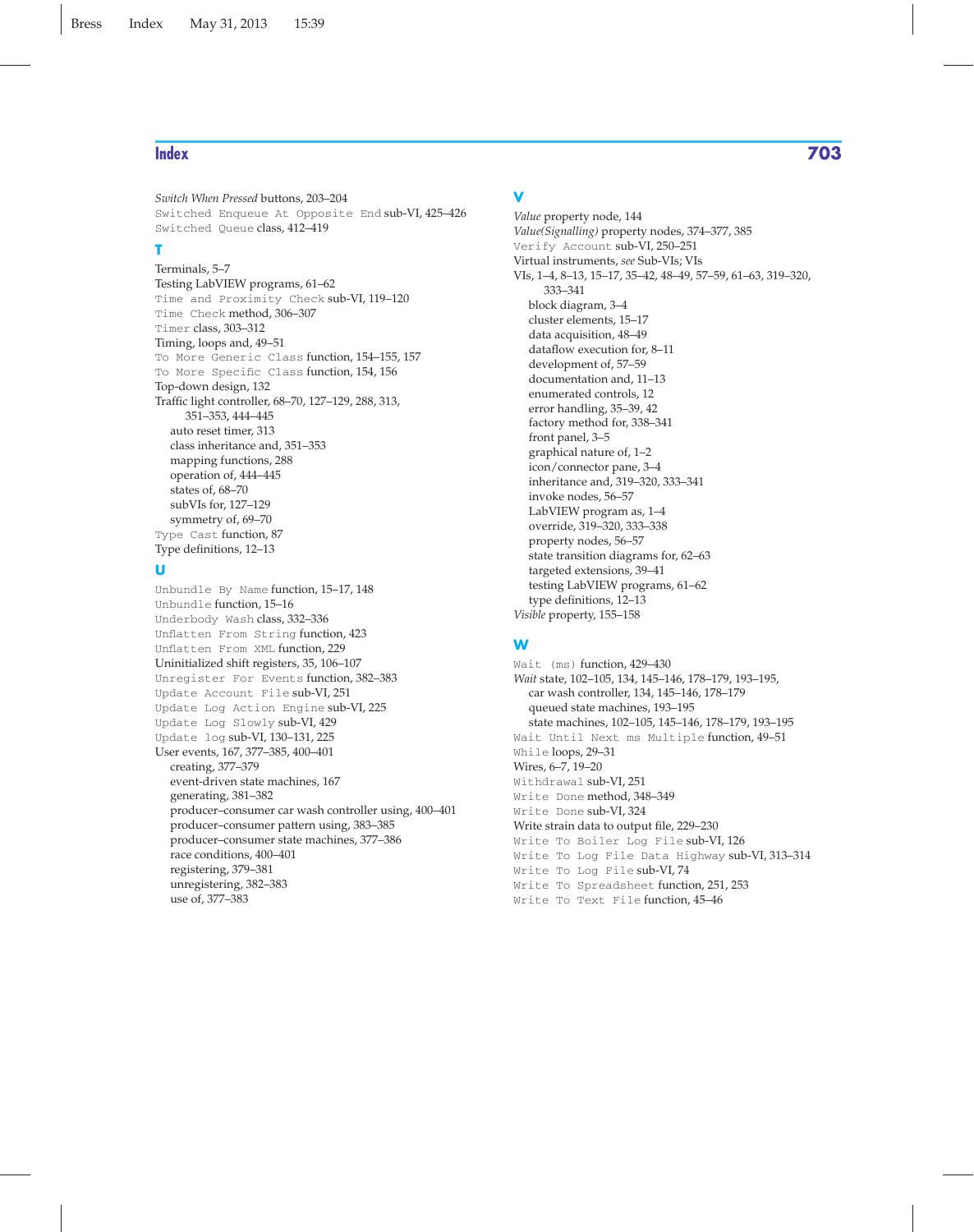*Switch When Pressed* buttons, 203–204
`Switched Enqueue At Opposite End` sub-VI, 425–426
`Switched Queue` class, 412–419

## T

Terminals, 5–7
Testing LabVIEW programs, 61–62
`Time and Proximity Check` sub-VI, 119–120
`Time Check` method, 306–307
`Timer` class, 303–312
Timing, loops and, 49–51
`To More Generic Class` function, 154–155, 157
`To More Specific Class` function, 154, 156
Top-down design, 132
Traffic light controller, 68–70, 127–129, 288, 313, 351–353, 444–445
- auto reset timer, 313
- class inheritance and, 351–353
- mapping functions, 288
- operation of, 444–445
- states of, 68–70
- subVIs for, 127–129
- symmetry of, 69–70

`Type Cast` function, 87
Type definitions, 12–13

## U

`Unbundle By Name` function, 15–17, 148
`Unbundle` function, 15–16
`Underbody Wash` class, 332–336
`Unflatten From String` function, 423
`Unflatten From XML` function, 229
Uninitialized shift registers, 35, 106–107
`Unregister For Events` function, 382–383
`Update Account File` sub-VI, 251
`Update Log Action Engine` sub-VI, 225
`Update Log Slowly` sub-VI, 429
`Update log` sub-VI, 130–131, 225
User events, 167, 377–385, 400–401
- creating, 377–379
- event-driven state machines, 167
- generating, 381–382
- producer–consumer car wash controller using, 400–401
- producer–consumer pattern using, 383–385
- producer–consumer state machines, 377–386
- race conditions, 400–401
- registering, 379–381
- unregistering, 382–383
- use of, 377–383

## V

*Value* property node, 144
*Value(Signalling)* property nodes, 374–377, 385
`Verify Account` sub-VI, 250–251
Virtual instruments, *see* Sub-VIs; VIs
VIs, 1–4, 8–13, 15–17, 35–42, 48–49, 57–59, 61–63, 319–320, 333–341
- block diagram, 3–4
- cluster elements, 15–17
- data acquisition, 48–49
- dataflow execution for, 8–11
- development of, 57–59
- documentation and, 11–13
- enumerated controls, 12
- error handling, 35–39, 42
- factory method for, 338–341
- front panel, 3–5
- graphical nature of, 1–2
- icon/connector pane, 3–4
- inheritance and, 319–320, 333–341
- invoke nodes, 56–57
- LabVIEW program as, 1–4
- override, 319–320, 333–338
- property nodes, 56–57
- state transition diagrams for, 62–63
- targeted extensions, 39–41
- testing LabVIEW programs, 61–62
- type definitions, 12–13

*Visible* property, 155–158

## W

`Wait (ms)` function, 429–430
*Wait* state, 102–105, 134, 145–146, 178–179, 193–195,
- car wash controller, 134, 145–146, 178–179
- queued state machines, 193–195
- state machines, 102–105, 145–146, 178–179, 193–195

`Wait Until Next ms Multiple` function, 49–51
`While` loops, 29–31
Wires, 6–7, 19–20
`Withdrawal` sub-VI, 251
`Write Done` method, 348–349
`Write Done` sub-VI, 324
Write strain data to output file, 229–230
`Write To Boiler Log File` sub-VI, 126
`Write To Log File Data Highway` sub-VI, 313–314
`Write To Log File` sub-VI, 74
`Write To Spreadsheet` function, 251, 253
`Write To Text File` function, 45–46